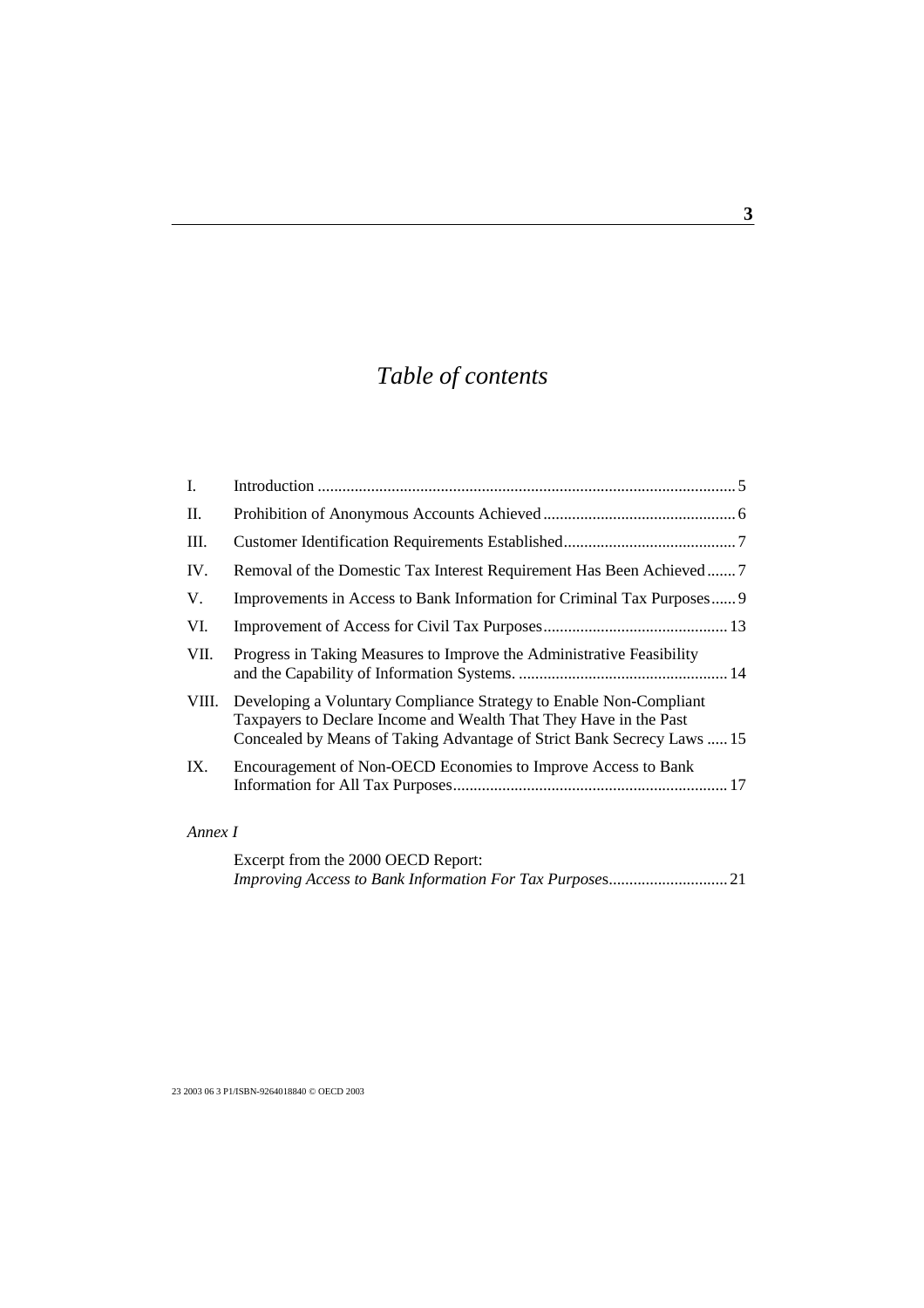# *Table of contents*

| | | |
|---|---|---|
| I. | Introduction | 5 |
| II. | Prohibition of Anonymous Accounts Achieved | 6 |
| III. | Customer Identification Requirements Established | 7 |
| IV. | Removal of the Domestic Tax Interest Requirement Has Been Achieved | 7 |
| V. | Improvements in Access to Bank Information for Criminal Tax Purposes | 9 |
| VI. | Improvement of Access for Civil Tax Purposes | 13 |
| VII. | Progress in Taking Measures to Improve the Administrative Feasibility and the Capability of Information Systems. | 14 |
| VIII. | Developing a Voluntary Compliance Strategy to Enable Non-Compliant Taxpayers to Declare Income and Wealth That They Have in the Past Concealed by Means of Taking Advantage of Strict Bank Secrecy Laws | 15 |
| IX. | Encouragement of Non-OECD Economies to Improve Access to Bank Information for All Tax Purposes | 17 |

*Annex I*

| | |
|---|---|
| Excerpt from the 2000 OECD Report: *Improving Access to Bank Information For Tax Purposes* | 21 |

23 2003 06 3 P1/ISBN-9264018840 © OECD 2003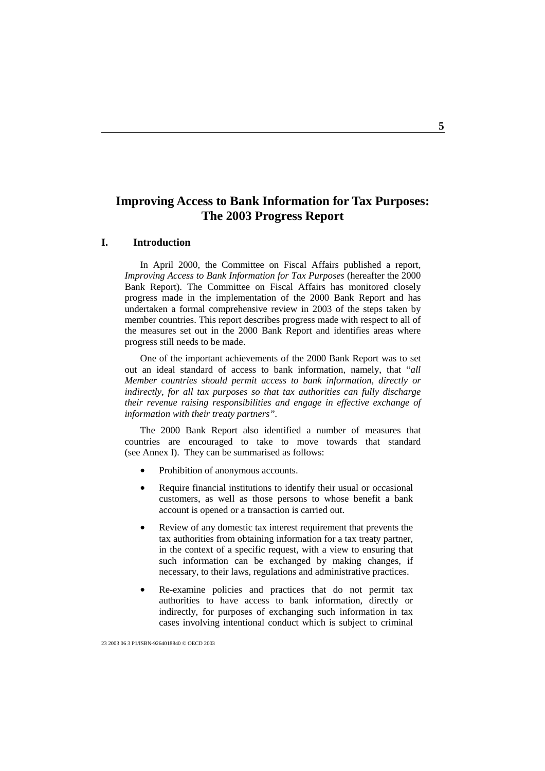# Improving Access to Bank Information for Tax Purposes: The 2003 Progress Report

## I. Introduction

In April 2000, the Committee on Fiscal Affairs published a report, *Improving Access to Bank Information for Tax Purposes* (hereafter the 2000 Bank Report). The Committee on Fiscal Affairs has monitored closely progress made in the implementation of the 2000 Bank Report and has undertaken a formal comprehensive review in 2003 of the steps taken by member countries. This report describes progress made with respect to all of the measures set out in the 2000 Bank Report and identifies areas where progress still needs to be made.

One of the important achievements of the 2000 Bank Report was to set out an ideal standard of access to bank information, namely, that "*all Member countries should permit access to bank information, directly or indirectly, for all tax purposes so that tax authorities can fully discharge their revenue raising responsibilities and engage in effective exchange of information with their treaty partners*".

The 2000 Bank Report also identified a number of measures that countries are encouraged to take to move towards that standard (see Annex I). They can be summarised as follows:

- Prohibition of anonymous accounts.
- Require financial institutions to identify their usual or occasional customers, as well as those persons to whose benefit a bank account is opened or a transaction is carried out.
- Review of any domestic tax interest requirement that prevents the tax authorities from obtaining information for a tax treaty partner, in the context of a specific request, with a view to ensuring that such information can be exchanged by making changes, if necessary, to their laws, regulations and administrative practices.
- Re-examine policies and practices that do not permit tax authorities to have access to bank information, directly or indirectly, for purposes of exchanging such information in tax cases involving intentional conduct which is subject to criminal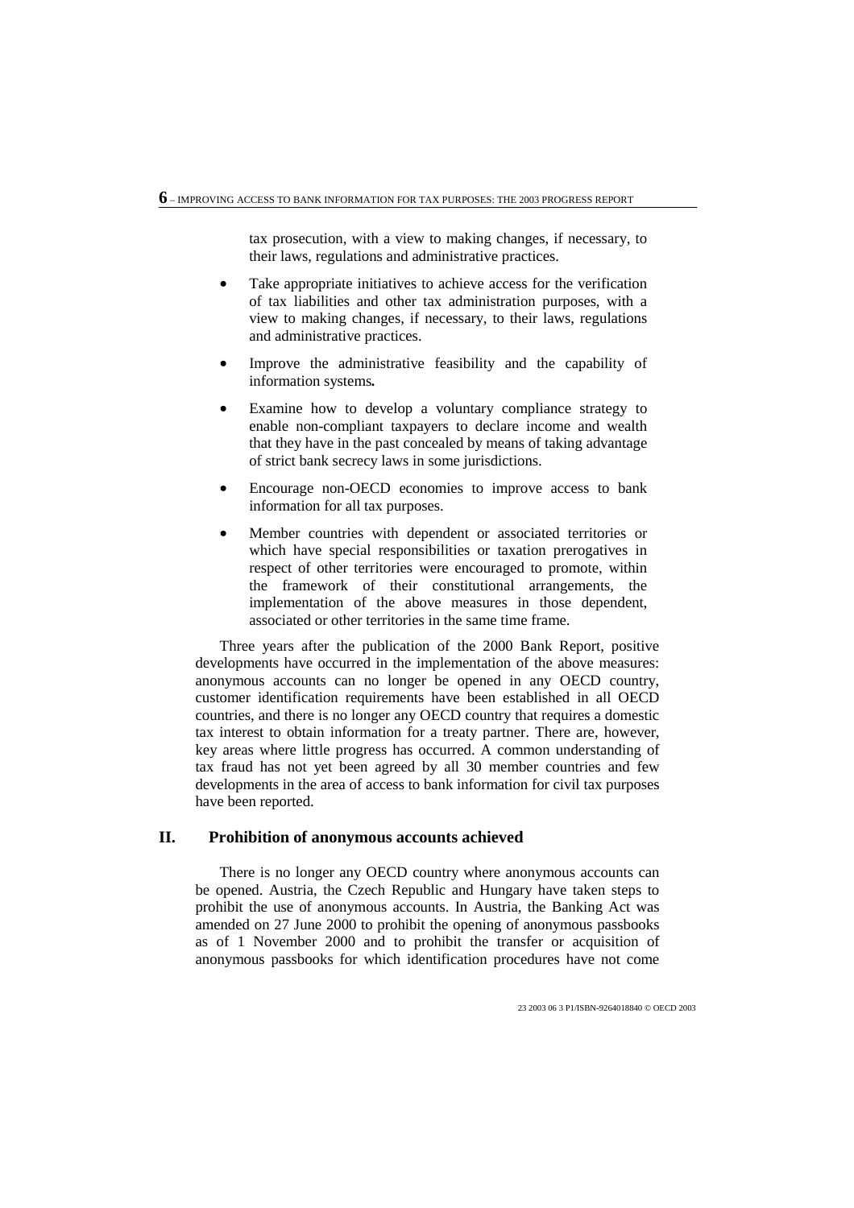tax prosecution, with a view to making changes, if necessary, to their laws, regulations and administrative practices.

- Take appropriate initiatives to achieve access for the verification of tax liabilities and other tax administration purposes, with a view to making changes, if necessary, to their laws, regulations and administrative practices.
- Improve the administrative feasibility and the capability of information systems**.**
- Examine how to develop a voluntary compliance strategy to enable non-compliant taxpayers to declare income and wealth that they have in the past concealed by means of taking advantage of strict bank secrecy laws in some jurisdictions.
- Encourage non-OECD economies to improve access to bank information for all tax purposes.
- Member countries with dependent or associated territories or which have special responsibilities or taxation prerogatives in respect of other territories were encouraged to promote, within the framework of their constitutional arrangements, the implementation of the above measures in those dependent, associated or other territories in the same time frame.

Three years after the publication of the 2000 Bank Report, positive developments have occurred in the implementation of the above measures: anonymous accounts can no longer be opened in any OECD country, customer identification requirements have been established in all OECD countries, and there is no longer any OECD country that requires a domestic tax interest to obtain information for a treaty partner. There are, however, key areas where little progress has occurred. A common understanding of tax fraud has not yet been agreed by all 30 member countries and few developments in the area of access to bank information for civil tax purposes have been reported.

## II. Prohibition of anonymous accounts achieved

There is no longer any OECD country where anonymous accounts can be opened. Austria, the Czech Republic and Hungary have taken steps to prohibit the use of anonymous accounts. In Austria, the Banking Act was amended on 27 June 2000 to prohibit the opening of anonymous passbooks as of 1 November 2000 and to prohibit the transfer or acquisition of anonymous passbooks for which identification procedures have not come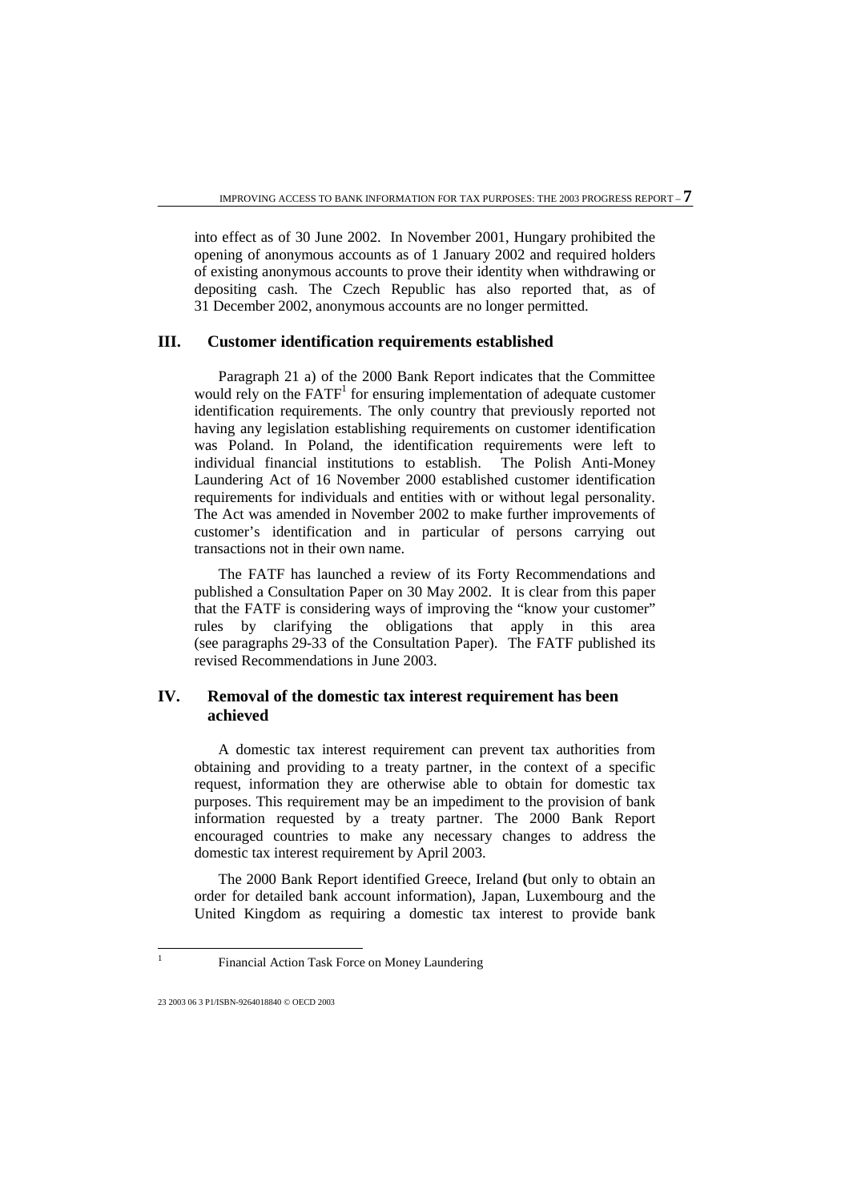into effect as of 30 June 2002. In November 2001, Hungary prohibited the opening of anonymous accounts as of 1 January 2002 and required holders of existing anonymous accounts to prove their identity when withdrawing or depositing cash. The Czech Republic has also reported that, as of 31 December 2002, anonymous accounts are no longer permitted.

## III. Customer identification requirements established

Paragraph 21 a) of the 2000 Bank Report indicates that the Committee would rely on the FATF[1] for ensuring implementation of adequate customer identification requirements. The only country that previously reported not having any legislation establishing requirements on customer identification was Poland. In Poland, the identification requirements were left to individual financial institutions to establish. The Polish Anti-Money Laundering Act of 16 November 2000 established customer identification requirements for individuals and entities with or without legal personality. The Act was amended in November 2002 to make further improvements of customer's identification and in particular of persons carrying out transactions not in their own name.

The FATF has launched a review of its Forty Recommendations and published a Consultation Paper on 30 May 2002. It is clear from this paper that the FATF is considering ways of improving the "know your customer" rules by clarifying the obligations that apply in this area (see paragraphs 29-33 of the Consultation Paper). The FATF published its revised Recommendations in June 2003.

## IV. Removal of the domestic tax interest requirement has been achieved

A domestic tax interest requirement can prevent tax authorities from obtaining and providing to a treaty partner, in the context of a specific request, information they are otherwise able to obtain for domestic tax purposes. This requirement may be an impediment to the provision of bank information requested by a treaty partner. The 2000 Bank Report encouraged countries to make any necessary changes to address the domestic tax interest requirement by April 2003.

The 2000 Bank Report identified Greece, Ireland (but only to obtain an order for detailed bank account information), Japan, Luxembourg and the United Kingdom as requiring a domestic tax interest to provide bank

[1] Financial Action Task Force on Money Laundering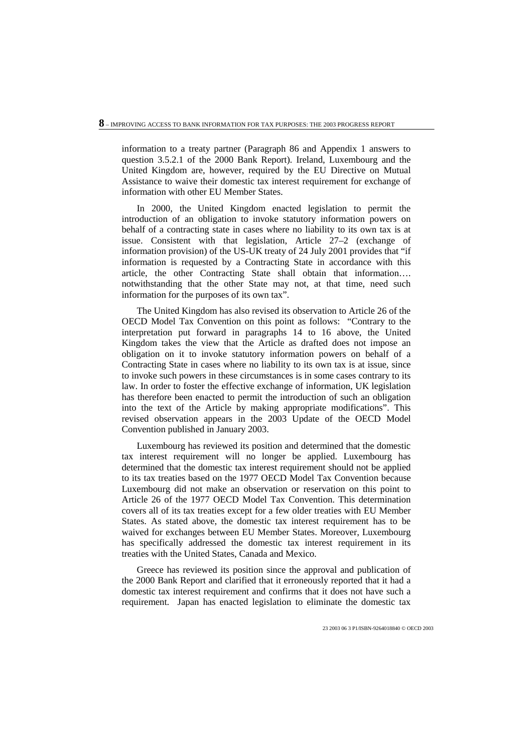information to a treaty partner (Paragraph 86 and Appendix 1 answers to question 3.5.2.1 of the 2000 Bank Report). Ireland, Luxembourg and the United Kingdom are, however, required by the EU Directive on Mutual Assistance to waive their domestic tax interest requirement for exchange of information with other EU Member States.

In 2000, the United Kingdom enacted legislation to permit the introduction of an obligation to invoke statutory information powers on behalf of a contracting state in cases where no liability to its own tax is at issue. Consistent with that legislation, Article 27–2 (exchange of information provision) of the US-UK treaty of 24 July 2001 provides that "if information is requested by a Contracting State in accordance with this article, the other Contracting State shall obtain that information…. notwithstanding that the other State may not, at that time, need such information for the purposes of its own tax".

The United Kingdom has also revised its observation to Article 26 of the OECD Model Tax Convention on this point as follows: "Contrary to the interpretation put forward in paragraphs 14 to 16 above, the United Kingdom takes the view that the Article as drafted does not impose an obligation on it to invoke statutory information powers on behalf of a Contracting State in cases where no liability to its own tax is at issue, since to invoke such powers in these circumstances is in some cases contrary to its law. In order to foster the effective exchange of information, UK legislation has therefore been enacted to permit the introduction of such an obligation into the text of the Article by making appropriate modifications". This revised observation appears in the 2003 Update of the OECD Model Convention published in January 2003.

Luxembourg has reviewed its position and determined that the domestic tax interest requirement will no longer be applied. Luxembourg has determined that the domestic tax interest requirement should not be applied to its tax treaties based on the 1977 OECD Model Tax Convention because Luxembourg did not make an observation or reservation on this point to Article 26 of the 1977 OECD Model Tax Convention. This determination covers all of its tax treaties except for a few older treaties with EU Member States. As stated above, the domestic tax interest requirement has to be waived for exchanges between EU Member States. Moreover, Luxembourg has specifically addressed the domestic tax interest requirement in its treaties with the United States, Canada and Mexico.

Greece has reviewed its position since the approval and publication of the 2000 Bank Report and clarified that it erroneously reported that it had a domestic tax interest requirement and confirms that it does not have such a requirement. Japan has enacted legislation to eliminate the domestic tax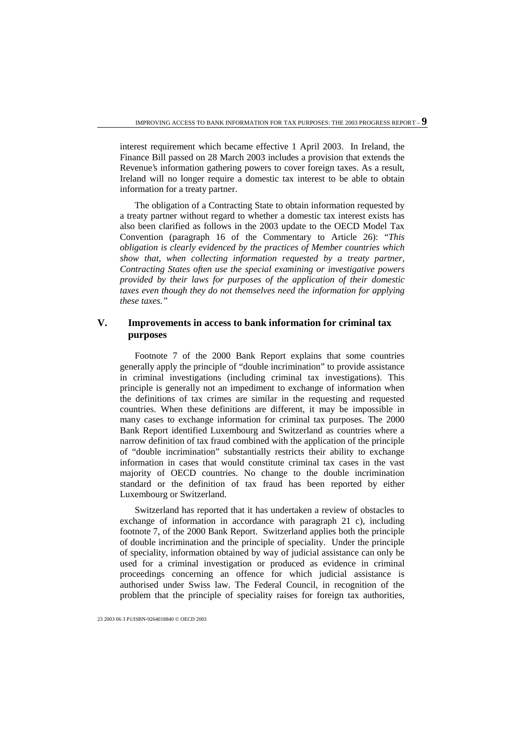interest requirement which became effective 1 April 2003. In Ireland, the Finance Bill passed on 28 March 2003 includes a provision that extends the Revenue's information gathering powers to cover foreign taxes. As a result, Ireland will no longer require a domestic tax interest to be able to obtain information for a treaty partner.

The obligation of a Contracting State to obtain information requested by a treaty partner without regard to whether a domestic tax interest exists has also been clarified as follows in the 2003 update to the OECD Model Tax Convention (paragraph 16 of the Commentary to Article 26): "*This obligation is clearly evidenced by the practices of Member countries which show that, when collecting information requested by a treaty partner, Contracting States often use the special examining or investigative powers provided by their laws for purposes of the application of their domestic taxes even though they do not themselves need the information for applying these taxes.*"

## V. Improvements in access to bank information for criminal tax purposes

Footnote 7 of the 2000 Bank Report explains that some countries generally apply the principle of "double incrimination" to provide assistance in criminal investigations (including criminal tax investigations). This principle is generally not an impediment to exchange of information when the definitions of tax crimes are similar in the requesting and requested countries. When these definitions are different, it may be impossible in many cases to exchange information for criminal tax purposes. The 2000 Bank Report identified Luxembourg and Switzerland as countries where a narrow definition of tax fraud combined with the application of the principle of "double incrimination" substantially restricts their ability to exchange information in cases that would constitute criminal tax cases in the vast majority of OECD countries. No change to the double incrimination standard or the definition of tax fraud has been reported by either Luxembourg or Switzerland.

Switzerland has reported that it has undertaken a review of obstacles to exchange of information in accordance with paragraph 21 c), including footnote 7, of the 2000 Bank Report. Switzerland applies both the principle of double incrimination and the principle of speciality. Under the principle of speciality, information obtained by way of judicial assistance can only be used for a criminal investigation or produced as evidence in criminal proceedings concerning an offence for which judicial assistance is authorised under Swiss law. The Federal Council, in recognition of the problem that the principle of speciality raises for foreign tax authorities,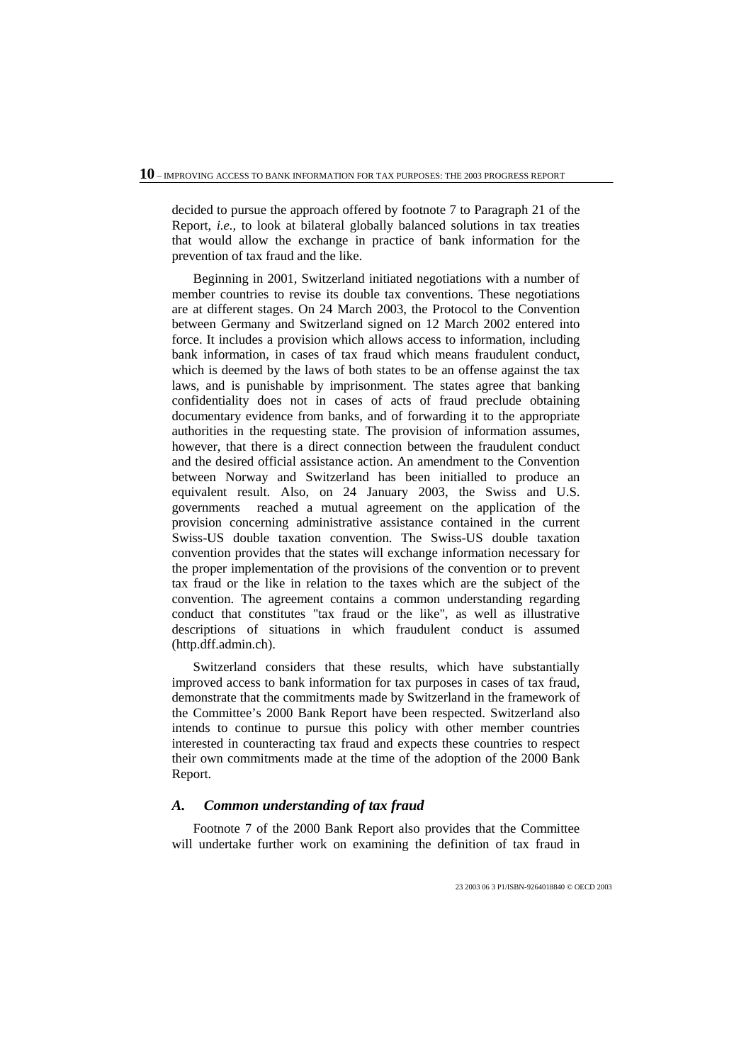decided to pursue the approach offered by footnote 7 to Paragraph 21 of the Report, *i.e.,* to look at bilateral globally balanced solutions in tax treaties that would allow the exchange in practice of bank information for the prevention of tax fraud and the like.

Beginning in 2001, Switzerland initiated negotiations with a number of member countries to revise its double tax conventions. These negotiations are at different stages. On 24 March 2003, the Protocol to the Convention between Germany and Switzerland signed on 12 March 2002 entered into force. It includes a provision which allows access to information, including bank information, in cases of tax fraud which means fraudulent conduct, which is deemed by the laws of both states to be an offense against the tax laws, and is punishable by imprisonment. The states agree that banking confidentiality does not in cases of acts of fraud preclude obtaining documentary evidence from banks, and of forwarding it to the appropriate authorities in the requesting state. The provision of information assumes, however, that there is a direct connection between the fraudulent conduct and the desired official assistance action. An amendment to the Convention between Norway and Switzerland has been initialled to produce an equivalent result. Also, on 24 January 2003, the Swiss and U.S. governments reached a mutual agreement on the application of the provision concerning administrative assistance contained in the current Swiss-US double taxation convention. The Swiss-US double taxation convention provides that the states will exchange information necessary for the proper implementation of the provisions of the convention or to prevent tax fraud or the like in relation to the taxes which are the subject of the convention. The agreement contains a common understanding regarding conduct that constitutes "tax fraud or the like", as well as illustrative descriptions of situations in which fraudulent conduct is assumed (http.dff.admin.ch).

Switzerland considers that these results, which have substantially improved access to bank information for tax purposes in cases of tax fraud, demonstrate that the commitments made by Switzerland in the framework of the Committee's 2000 Bank Report have been respected. Switzerland also intends to continue to pursue this policy with other member countries interested in counteracting tax fraud and expects these countries to respect their own commitments made at the time of the adoption of the 2000 Bank Report.

### *A. Common understanding of tax fraud*

Footnote 7 of the 2000 Bank Report also provides that the Committee will undertake further work on examining the definition of tax fraud in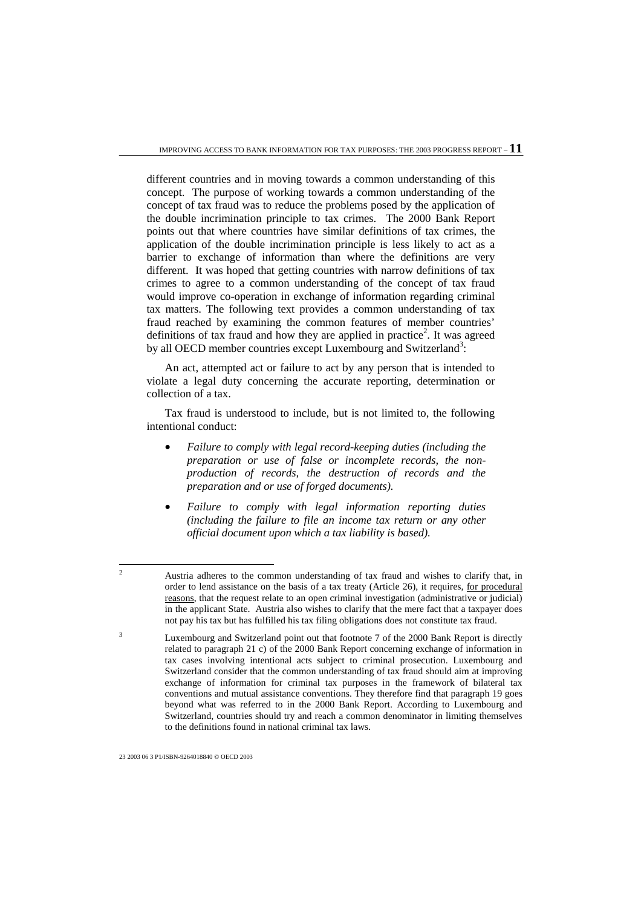different countries and in moving towards a common understanding of this concept. The purpose of working towards a common understanding of the concept of tax fraud was to reduce the problems posed by the application of the double incrimination principle to tax crimes. The 2000 Bank Report points out that where countries have similar definitions of tax crimes, the application of the double incrimination principle is less likely to act as a barrier to exchange of information than where the definitions are very different. It was hoped that getting countries with narrow definitions of tax crimes to agree to a common understanding of the concept of tax fraud would improve co-operation in exchange of information regarding criminal tax matters. The following text provides a common understanding of tax fraud reached by examining the common features of member countries' definitions of tax fraud and how they are applied in practice[2]. It was agreed by all OECD member countries except Luxembourg and Switzerland[3]:

An act, attempted act or failure to act by any person that is intended to violate a legal duty concerning the accurate reporting, determination or collection of a tax.

Tax fraud is understood to include, but is not limited to, the following intentional conduct:

- *Failure to comply with legal record-keeping duties (including the preparation or use of false or incomplete records, the non-production of records, the destruction of records and the preparation and or use of forged documents).*
- *Failure to comply with legal information reporting duties (including the failure to file an income tax return or any other official document upon which a tax liability is based).*

---

[2] Austria adheres to the common understanding of tax fraud and wishes to clarify that, in order to lend assistance on the basis of a tax treaty (Article 26), it requires, for procedural reasons, that the request relate to an open criminal investigation (administrative or judicial) in the applicant State. Austria also wishes to clarify that the mere fact that a taxpayer does not pay his tax but has fulfilled his tax filing obligations does not constitute tax fraud.

[3] Luxembourg and Switzerland point out that footnote 7 of the 2000 Bank Report is directly related to paragraph 21 c) of the 2000 Bank Report concerning exchange of information in tax cases involving intentional acts subject to criminal prosecution. Luxembourg and Switzerland consider that the common understanding of tax fraud should aim at improving exchange of information for criminal tax purposes in the framework of bilateral tax conventions and mutual assistance conventions. They therefore find that paragraph 19 goes beyond what was referred to in the 2000 Bank Report. According to Luxembourg and Switzerland, countries should try and reach a common denominator in limiting themselves to the definitions found in national criminal tax laws.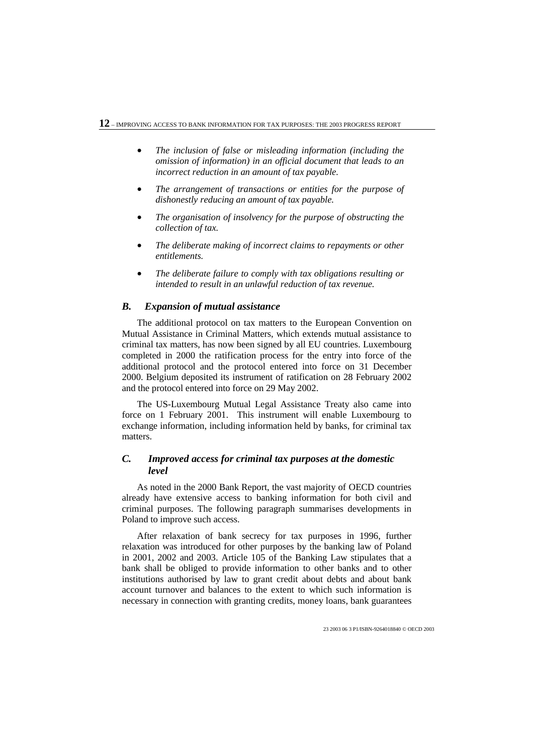- *The inclusion of false or misleading information (including the omission of information) in an official document that leads to an incorrect reduction in an amount of tax payable.*

- *The arrangement of transactions or entities for the purpose of dishonestly reducing an amount of tax payable.*

- *The organisation of insolvency for the purpose of obstructing the collection of tax.*

- *The deliberate making of incorrect claims to repayments or other entitlements.*

- *The deliberate failure to comply with tax obligations resulting or intended to result in an unlawful reduction of tax revenue.*

### *B. Expansion of mutual assistance*

The additional protocol on tax matters to the European Convention on Mutual Assistance in Criminal Matters, which extends mutual assistance to criminal tax matters, has now been signed by all EU countries. Luxembourg completed in 2000 the ratification process for the entry into force of the additional protocol and the protocol entered into force on 31 December 2000. Belgium deposited its instrument of ratification on 28 February 2002 and the protocol entered into force on 29 May 2002.

The US-Luxembourg Mutual Legal Assistance Treaty also came into force on 1 February 2001. This instrument will enable Luxembourg to exchange information, including information held by banks, for criminal tax matters.

### *C. Improved access for criminal tax purposes at the domestic level*

As noted in the 2000 Bank Report, the vast majority of OECD countries already have extensive access to banking information for both civil and criminal purposes. The following paragraph summarises developments in Poland to improve such access.

After relaxation of bank secrecy for tax purposes in 1996, further relaxation was introduced for other purposes by the banking law of Poland in 2001, 2002 and 2003. Article 105 of the Banking Law stipulates that a bank shall be obliged to provide information to other banks and to other institutions authorised by law to grant credit about debts and about bank account turnover and balances to the extent to which such information is necessary in connection with granting credits, money loans, bank guarantees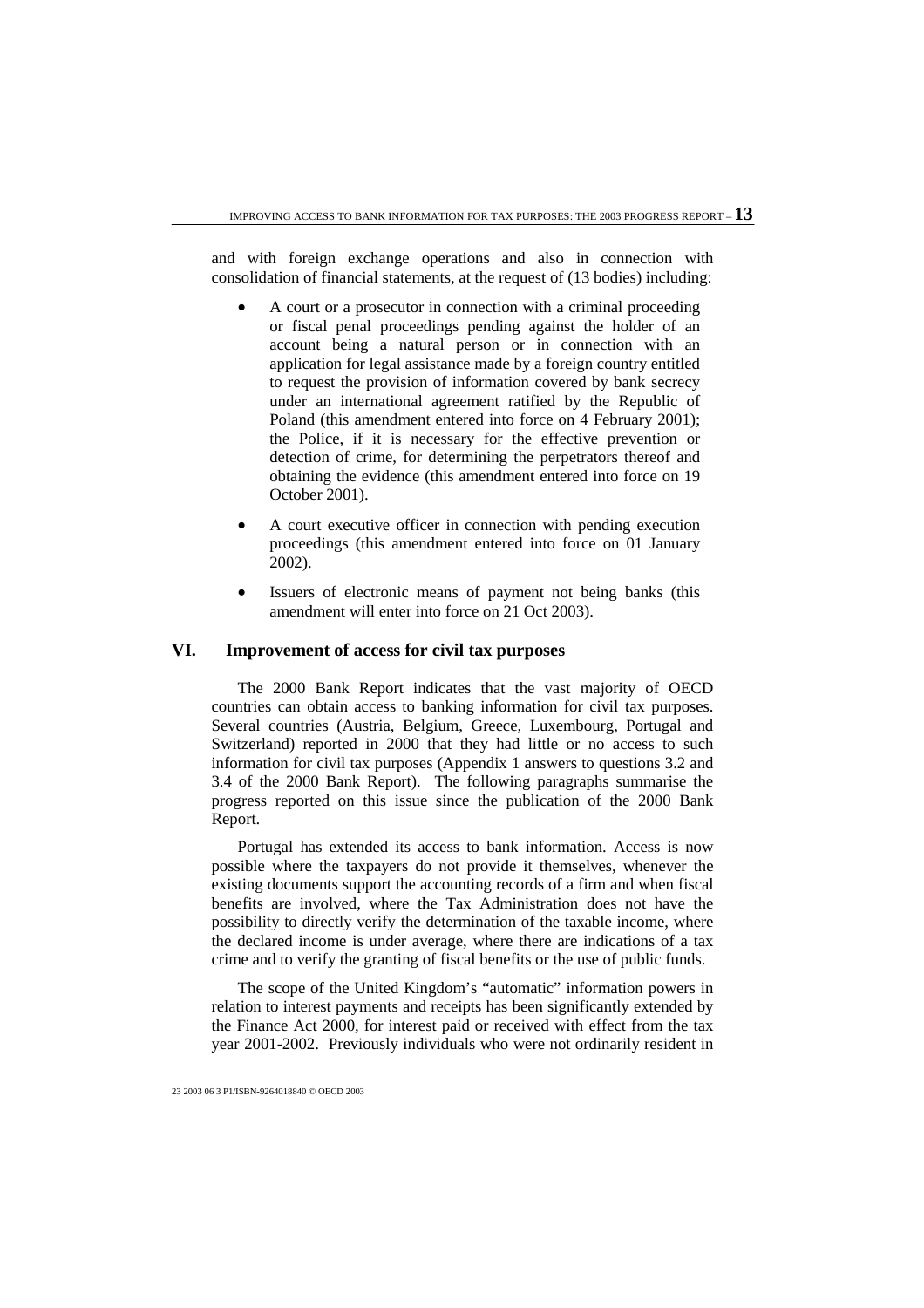and with foreign exchange operations and also in connection with consolidation of financial statements, at the request of (13 bodies) including:

- A court or a prosecutor in connection with a criminal proceeding or fiscal penal proceedings pending against the holder of an account being a natural person or in connection with an application for legal assistance made by a foreign country entitled to request the provision of information covered by bank secrecy under an international agreement ratified by the Republic of Poland (this amendment entered into force on 4 February 2001); the Police, if it is necessary for the effective prevention or detection of crime, for determining the perpetrators thereof and obtaining the evidence (this amendment entered into force on 19 October 2001).

- A court executive officer in connection with pending execution proceedings (this amendment entered into force on 01 January 2002).

- Issuers of electronic means of payment not being banks (this amendment will enter into force on 21 Oct 2003).

## VI. Improvement of access for civil tax purposes

The 2000 Bank Report indicates that the vast majority of OECD countries can obtain access to banking information for civil tax purposes. Several countries (Austria, Belgium, Greece, Luxembourg, Portugal and Switzerland) reported in 2000 that they had little or no access to such information for civil tax purposes (Appendix 1 answers to questions 3.2 and 3.4 of the 2000 Bank Report). The following paragraphs summarise the progress reported on this issue since the publication of the 2000 Bank Report.

Portugal has extended its access to bank information. Access is now possible where the taxpayers do not provide it themselves, whenever the existing documents support the accounting records of a firm and when fiscal benefits are involved, where the Tax Administration does not have the possibility to directly verify the determination of the taxable income, where the declared income is under average, where there are indications of a tax crime and to verify the granting of fiscal benefits or the use of public funds.

The scope of the United Kingdom's "automatic" information powers in relation to interest payments and receipts has been significantly extended by the Finance Act 2000, for interest paid or received with effect from the tax year 2001-2002. Previously individuals who were not ordinarily resident in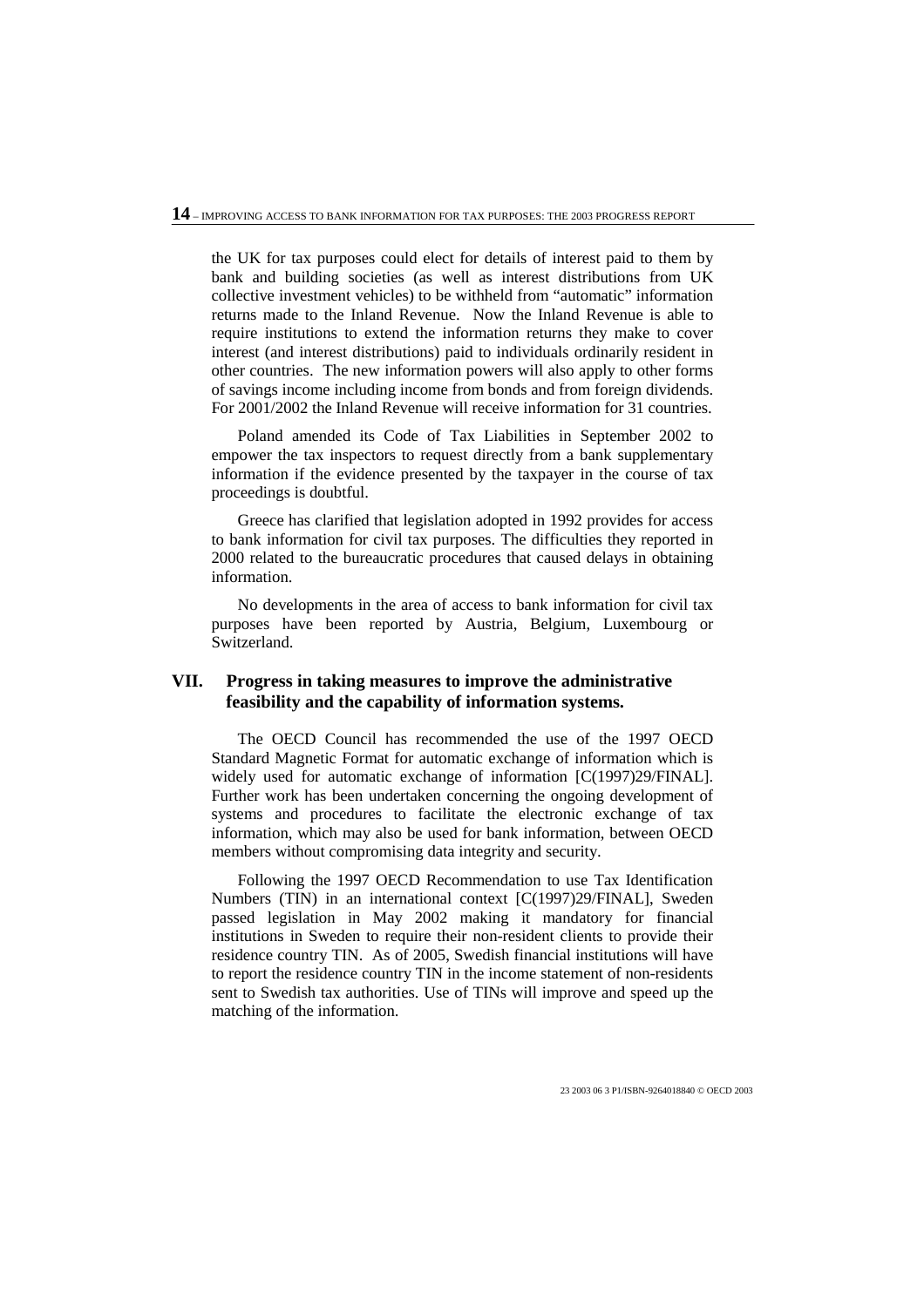the UK for tax purposes could elect for details of interest paid to them by bank and building societies (as well as interest distributions from UK collective investment vehicles) to be withheld from "automatic" information returns made to the Inland Revenue. Now the Inland Revenue is able to require institutions to extend the information returns they make to cover interest (and interest distributions) paid to individuals ordinarily resident in other countries. The new information powers will also apply to other forms of savings income including income from bonds and from foreign dividends. For 2001/2002 the Inland Revenue will receive information for 31 countries.

Poland amended its Code of Tax Liabilities in September 2002 to empower the tax inspectors to request directly from a bank supplementary information if the evidence presented by the taxpayer in the course of tax proceedings is doubtful.

Greece has clarified that legislation adopted in 1992 provides for access to bank information for civil tax purposes. The difficulties they reported in 2000 related to the bureaucratic procedures that caused delays in obtaining information.

No developments in the area of access to bank information for civil tax purposes have been reported by Austria, Belgium, Luxembourg or Switzerland.

## VII. Progress in taking measures to improve the administrative feasibility and the capability of information systems.

The OECD Council has recommended the use of the 1997 OECD Standard Magnetic Format for automatic exchange of information which is widely used for automatic exchange of information [C(1997)29/FINAL]. Further work has been undertaken concerning the ongoing development of systems and procedures to facilitate the electronic exchange of tax information, which may also be used for bank information, between OECD members without compromising data integrity and security.

Following the 1997 OECD Recommendation to use Tax Identification Numbers (TIN) in an international context [C(1997)29/FINAL], Sweden passed legislation in May 2002 making it mandatory for financial institutions in Sweden to require their non-resident clients to provide their residence country TIN. As of 2005, Swedish financial institutions will have to report the residence country TIN in the income statement of non-residents sent to Swedish tax authorities. Use of TINs will improve and speed up the matching of the information.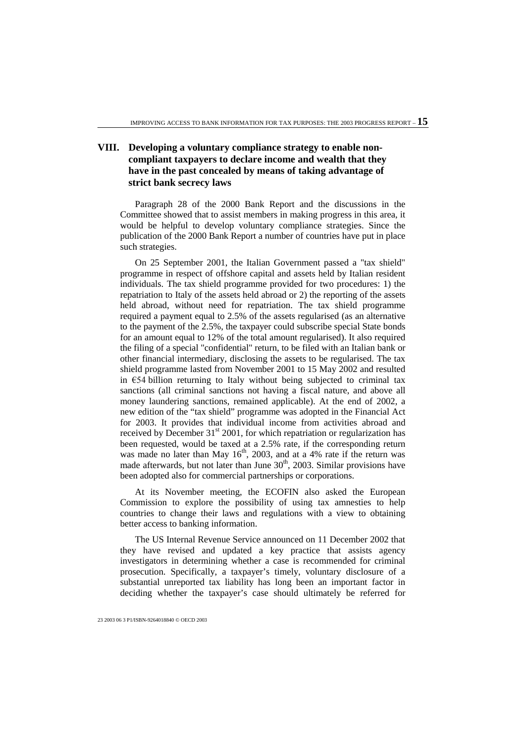## VIII. Developing a voluntary compliance strategy to enable non-compliant taxpayers to declare income and wealth that they have in the past concealed by means of taking advantage of strict bank secrecy laws

Paragraph 28 of the 2000 Bank Report and the discussions in the Committee showed that to assist members in making progress in this area, it would be helpful to develop voluntary compliance strategies. Since the publication of the 2000 Bank Report a number of countries have put in place such strategies.

On 25 September 2001, the Italian Government passed a "tax shield" programme in respect of offshore capital and assets held by Italian resident individuals. The tax shield programme provided for two procedures: 1) the repatriation to Italy of the assets held abroad or 2) the reporting of the assets held abroad, without need for repatriation. The tax shield programme required a payment equal to 2.5% of the assets regularised (as an alternative to the payment of the 2.5%, the taxpayer could subscribe special State bonds for an amount equal to 12% of the total amount regularised). It also required the filing of a special "confidential" return, to be filed with an Italian bank or other financial intermediary, disclosing the assets to be regularised. The tax shield programme lasted from November 2001 to 15 May 2002 and resulted in €54 billion returning to Italy without being subjected to criminal tax sanctions (all criminal sanctions not having a fiscal nature, and above all money laundering sanctions, remained applicable). At the end of 2002, a new edition of the "tax shield" programme was adopted in the Financial Act for 2003. It provides that individual income from activities abroad and received by December 31st 2001, for which repatriation or regularization has been requested, would be taxed at a 2.5% rate, if the corresponding return was made no later than May 16th, 2003, and at a 4% rate if the return was made afterwards, but not later than June 30th, 2003. Similar provisions have been adopted also for commercial partnerships or corporations.

At its November meeting, the ECOFIN also asked the European Commission to explore the possibility of using tax amnesties to help countries to change their laws and regulations with a view to obtaining better access to banking information.

The US Internal Revenue Service announced on 11 December 2002 that they have revised and updated a key practice that assists agency investigators in determining whether a case is recommended for criminal prosecution. Specifically, a taxpayer's timely, voluntary disclosure of a substantial unreported tax liability has long been an important factor in deciding whether the taxpayer's case should ultimately be referred for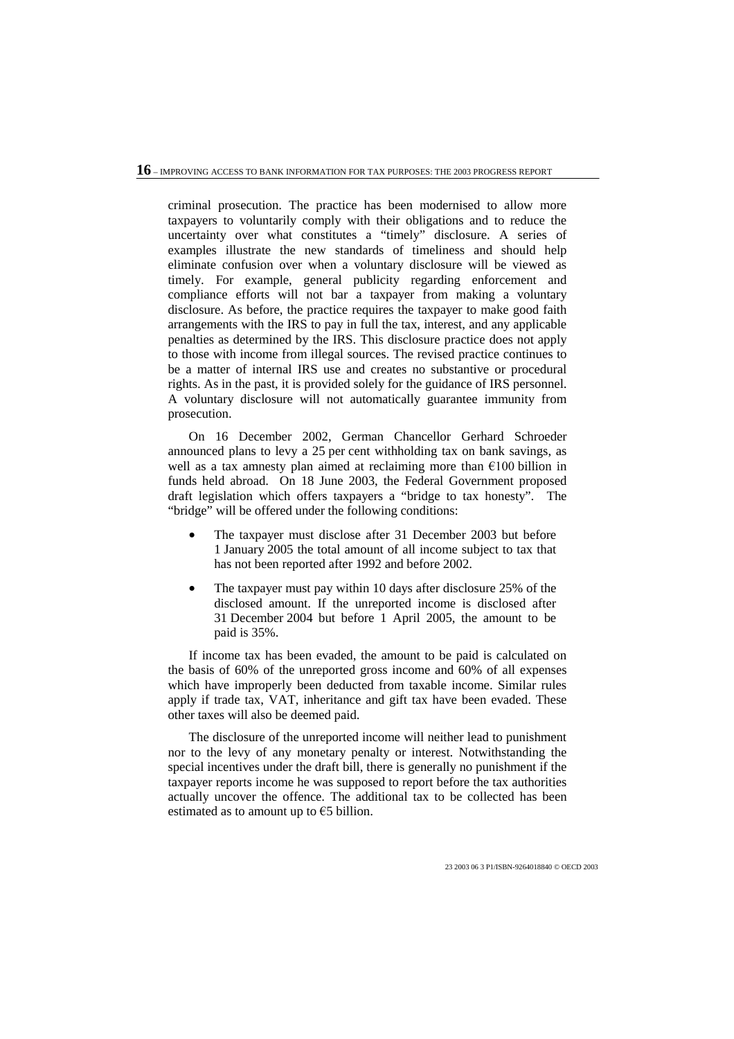criminal prosecution. The practice has been modernised to allow more taxpayers to voluntarily comply with their obligations and to reduce the uncertainty over what constitutes a "timely" disclosure. A series of examples illustrate the new standards of timeliness and should help eliminate confusion over when a voluntary disclosure will be viewed as timely. For example, general publicity regarding enforcement and compliance efforts will not bar a taxpayer from making a voluntary disclosure. As before, the practice requires the taxpayer to make good faith arrangements with the IRS to pay in full the tax, interest, and any applicable penalties as determined by the IRS. This disclosure practice does not apply to those with income from illegal sources. The revised practice continues to be a matter of internal IRS use and creates no substantive or procedural rights. As in the past, it is provided solely for the guidance of IRS personnel. A voluntary disclosure will not automatically guarantee immunity from prosecution.

On 16 December 2002, German Chancellor Gerhard Schroeder announced plans to levy a 25 per cent withholding tax on bank savings, as well as a tax amnesty plan aimed at reclaiming more than €100 billion in funds held abroad. On 18 June 2003, the Federal Government proposed draft legislation which offers taxpayers a "bridge to tax honesty". The "bridge" will be offered under the following conditions:

- The taxpayer must disclose after 31 December 2003 but before 1 January 2005 the total amount of all income subject to tax that has not been reported after 1992 and before 2002.
- The taxpayer must pay within 10 days after disclosure 25% of the disclosed amount. If the unreported income is disclosed after 31 December 2004 but before 1 April 2005, the amount to be paid is 35%.

If income tax has been evaded, the amount to be paid is calculated on the basis of 60% of the unreported gross income and 60% of all expenses which have improperly been deducted from taxable income. Similar rules apply if trade tax, VAT, inheritance and gift tax have been evaded. These other taxes will also be deemed paid.

The disclosure of the unreported income will neither lead to punishment nor to the levy of any monetary penalty or interest. Notwithstanding the special incentives under the draft bill, there is generally no punishment if the taxpayer reports income he was supposed to report before the tax authorities actually uncover the offence. The additional tax to be collected has been estimated as to amount up to €5 billion.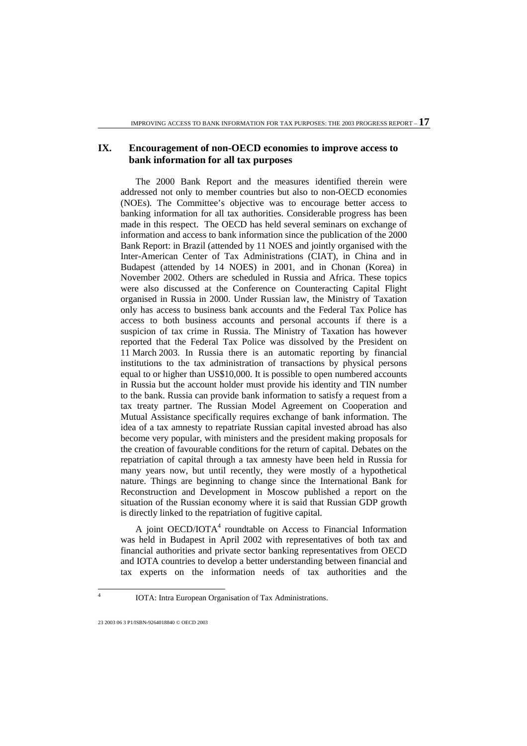## IX. Encouragement of non-OECD economies to improve access to bank information for all tax purposes

The 2000 Bank Report and the measures identified therein were addressed not only to member countries but also to non-OECD economies (NOEs). The Committee's objective was to encourage better access to banking information for all tax authorities. Considerable progress has been made in this respect. The OECD has held several seminars on exchange of information and access to bank information since the publication of the 2000 Bank Report: in Brazil (attended by 11 NOES and jointly organised with the Inter-American Center of Tax Administrations (CIAT), in China and in Budapest (attended by 14 NOES) in 2001, and in Chonan (Korea) in November 2002. Others are scheduled in Russia and Africa. These topics were also discussed at the Conference on Counteracting Capital Flight organised in Russia in 2000. Under Russian law, the Ministry of Taxation only has access to business bank accounts and the Federal Tax Police has access to both business accounts and personal accounts if there is a suspicion of tax crime in Russia. The Ministry of Taxation has however reported that the Federal Tax Police was dissolved by the President on 11 March 2003. In Russia there is an automatic reporting by financial institutions to the tax administration of transactions by physical persons equal to or higher than US$10,000. It is possible to open numbered accounts in Russia but the account holder must provide his identity and TIN number to the bank. Russia can provide bank information to satisfy a request from a tax treaty partner. The Russian Model Agreement on Cooperation and Mutual Assistance specifically requires exchange of bank information. The idea of a tax amnesty to repatriate Russian capital invested abroad has also become very popular, with ministers and the president making proposals for the creation of favourable conditions for the return of capital. Debates on the repatriation of capital through a tax amnesty have been held in Russia for many years now, but until recently, they were mostly of a hypothetical nature. Things are beginning to change since the International Bank for Reconstruction and Development in Moscow published a report on the situation of the Russian economy where it is said that Russian GDP growth is directly linked to the repatriation of fugitive capital.

A joint OECD/IOTA[4] roundtable on Access to Financial Information was held in Budapest in April 2002 with representatives of both tax and financial authorities and private sector banking representatives from OECD and IOTA countries to develop a better understanding between financial and tax experts on the information needs of tax authorities and the

---

[4] IOTA: Intra European Organisation of Tax Administrations.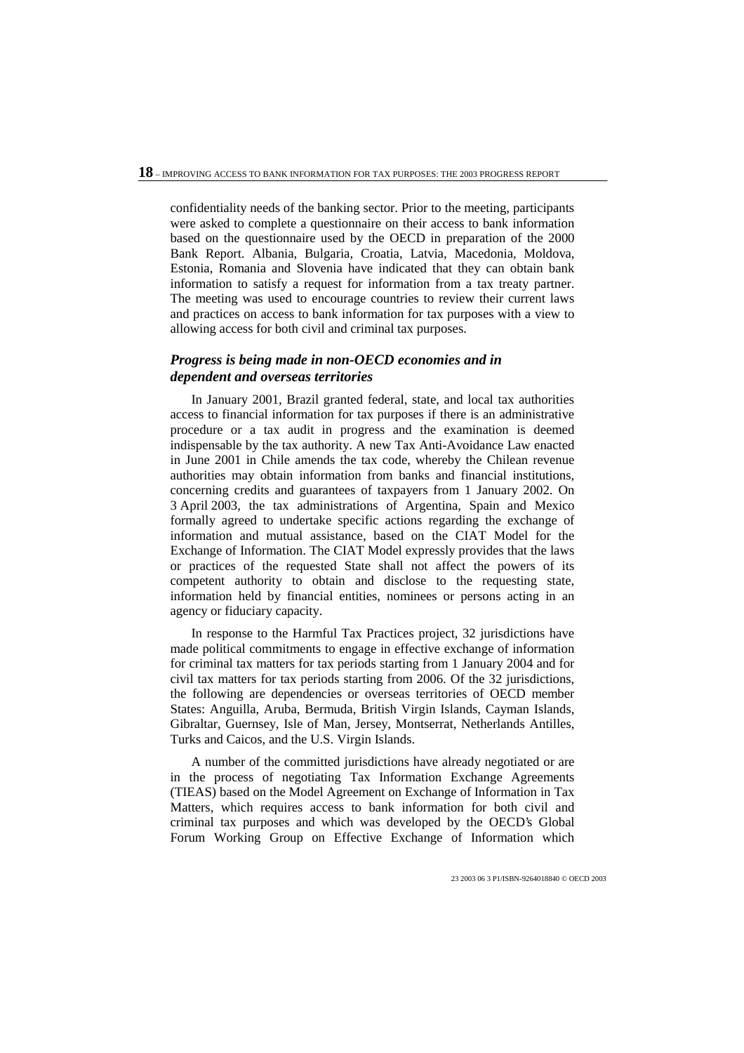confidentiality needs of the banking sector. Prior to the meeting, participants were asked to complete a questionnaire on their access to bank information based on the questionnaire used by the OECD in preparation of the 2000 Bank Report. Albania, Bulgaria, Croatia, Latvia, Macedonia, Moldova, Estonia, Romania and Slovenia have indicated that they can obtain bank information to satisfy a request for information from a tax treaty partner. The meeting was used to encourage countries to review their current laws and practices on access to bank information for tax purposes with a view to allowing access for both civil and criminal tax purposes.

### *Progress is being made in non-OECD economies and in dependent and overseas territories*

In January 2001, Brazil granted federal, state, and local tax authorities access to financial information for tax purposes if there is an administrative procedure or a tax audit in progress and the examination is deemed indispensable by the tax authority. A new Tax Anti-Avoidance Law enacted in June 2001 in Chile amends the tax code, whereby the Chilean revenue authorities may obtain information from banks and financial institutions, concerning credits and guarantees of taxpayers from 1 January 2002. On 3 April 2003, the tax administrations of Argentina, Spain and Mexico formally agreed to undertake specific actions regarding the exchange of information and mutual assistance, based on the CIAT Model for the Exchange of Information. The CIAT Model expressly provides that the laws or practices of the requested State shall not affect the powers of its competent authority to obtain and disclose to the requesting state, information held by financial entities, nominees or persons acting in an agency or fiduciary capacity.

In response to the Harmful Tax Practices project, 32 jurisdictions have made political commitments to engage in effective exchange of information for criminal tax matters for tax periods starting from 1 January 2004 and for civil tax matters for tax periods starting from 2006. Of the 32 jurisdictions, the following are dependencies or overseas territories of OECD member States: Anguilla, Aruba, Bermuda, British Virgin Islands, Cayman Islands, Gibraltar, Guernsey, Isle of Man, Jersey, Montserrat, Netherlands Antilles, Turks and Caicos, and the U.S. Virgin Islands.

A number of the committed jurisdictions have already negotiated or are in the process of negotiating Tax Information Exchange Agreements (TIEAS) based on the Model Agreement on Exchange of Information in Tax Matters, which requires access to bank information for both civil and criminal tax purposes and which was developed by the OECD's Global Forum Working Group on Effective Exchange of Information which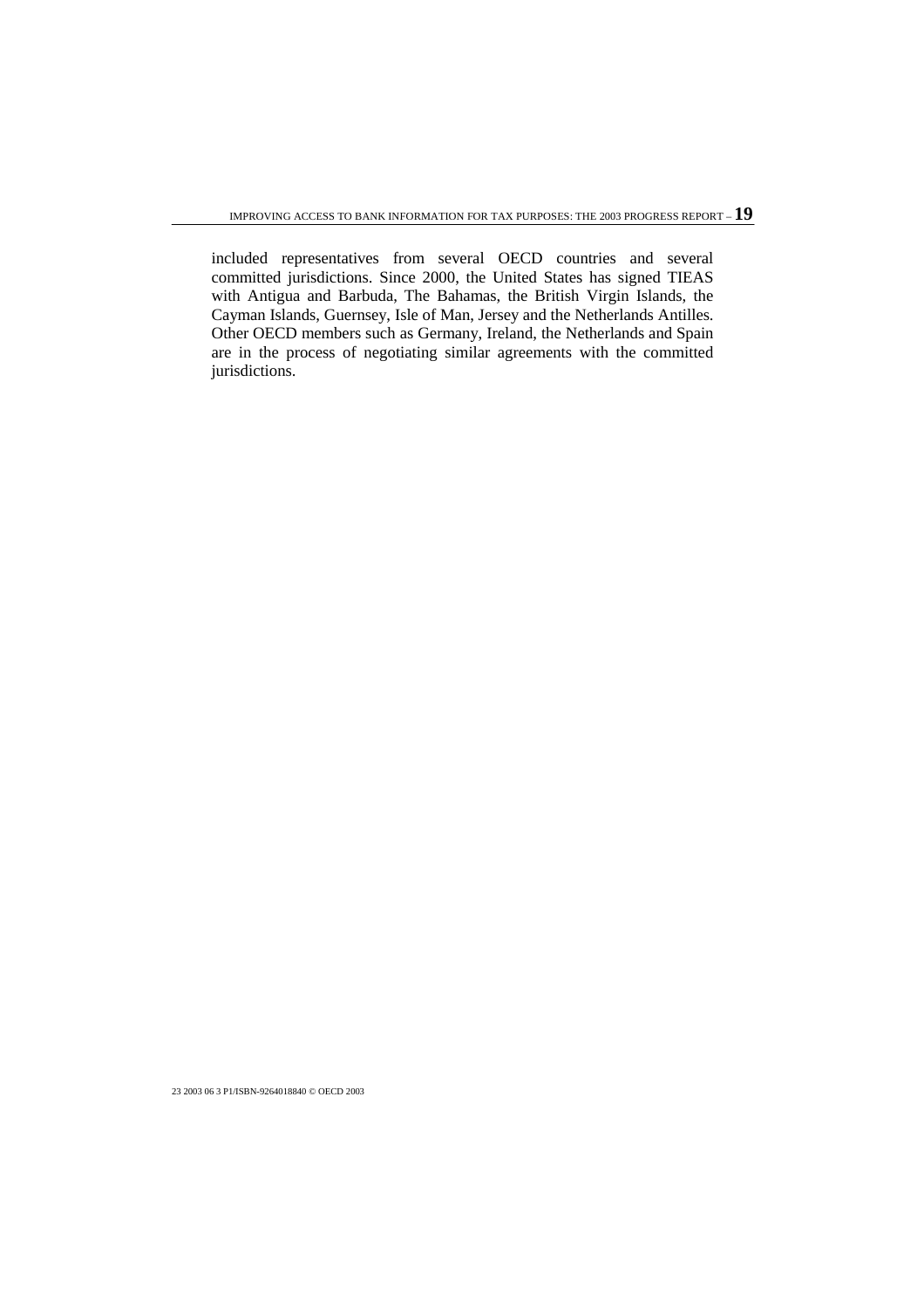included representatives from several OECD countries and several committed jurisdictions. Since 2000, the United States has signed TIEAS with Antigua and Barbuda, The Bahamas, the British Virgin Islands, the Cayman Islands, Guernsey, Isle of Man, Jersey and the Netherlands Antilles. Other OECD members such as Germany, Ireland, the Netherlands and Spain are in the process of negotiating similar agreements with the committed jurisdictions.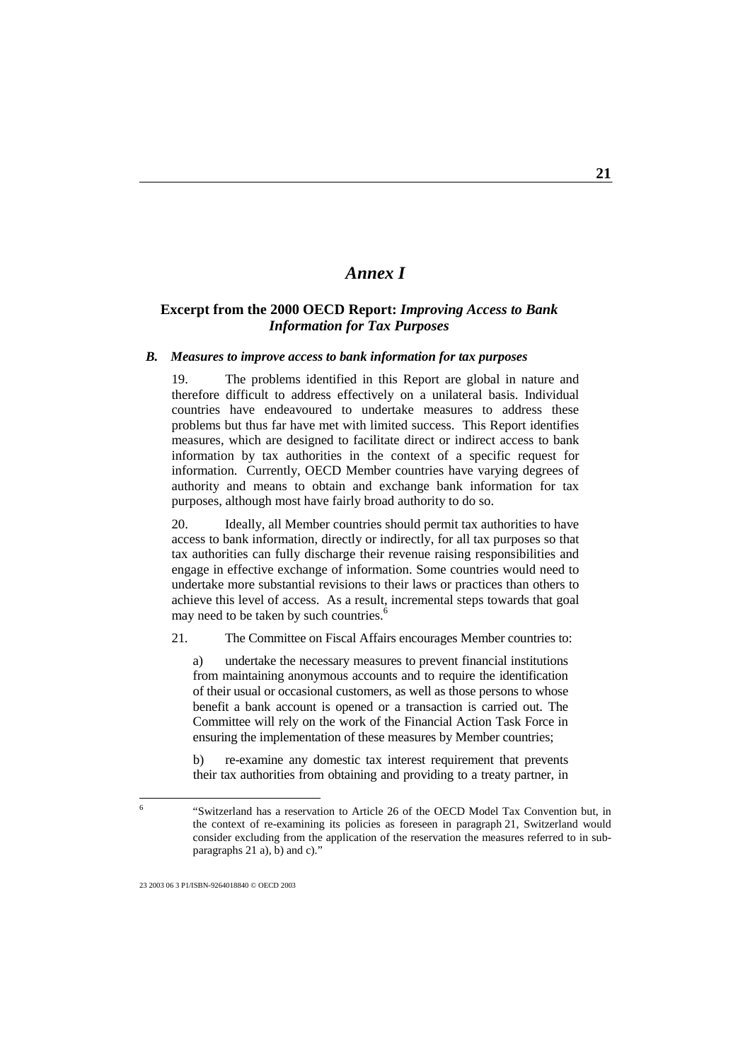# *Annex I*

## Excerpt from the 2000 OECD Report: *Improving Access to Bank Information for Tax Purposes*

### *B. Measures to improve access to bank information for tax purposes*

19. The problems identified in this Report are global in nature and therefore difficult to address effectively on a unilateral basis. Individual countries have endeavoured to undertake measures to address these problems but thus far have met with limited success. This Report identifies measures, which are designed to facilitate direct or indirect access to bank information by tax authorities in the context of a specific request for information. Currently, OECD Member countries have varying degrees of authority and means to obtain and exchange bank information for tax purposes, although most have fairly broad authority to do so.

20. Ideally, all Member countries should permit tax authorities to have access to bank information, directly or indirectly, for all tax purposes so that tax authorities can fully discharge their revenue raising responsibilities and engage in effective exchange of information. Some countries would need to undertake more substantial revisions to their laws or practices than others to achieve this level of access. As a result, incremental steps towards that goal may need to be taken by such countries.[6]

21. The Committee on Fiscal Affairs encourages Member countries to:

a) undertake the necessary measures to prevent financial institutions from maintaining anonymous accounts and to require the identification of their usual or occasional customers, as well as those persons to whose benefit a bank account is opened or a transaction is carried out. The Committee will rely on the work of the Financial Action Task Force in ensuring the implementation of these measures by Member countries;

b) re-examine any domestic tax interest requirement that prevents their tax authorities from obtaining and providing to a treaty partner, in

---

[6] "Switzerland has a reservation to Article 26 of the OECD Model Tax Convention but, in the context of re-examining its policies as foreseen in paragraph 21, Switzerland would consider excluding from the application of the reservation the measures referred to in sub-paragraphs 21 a), b) and c)."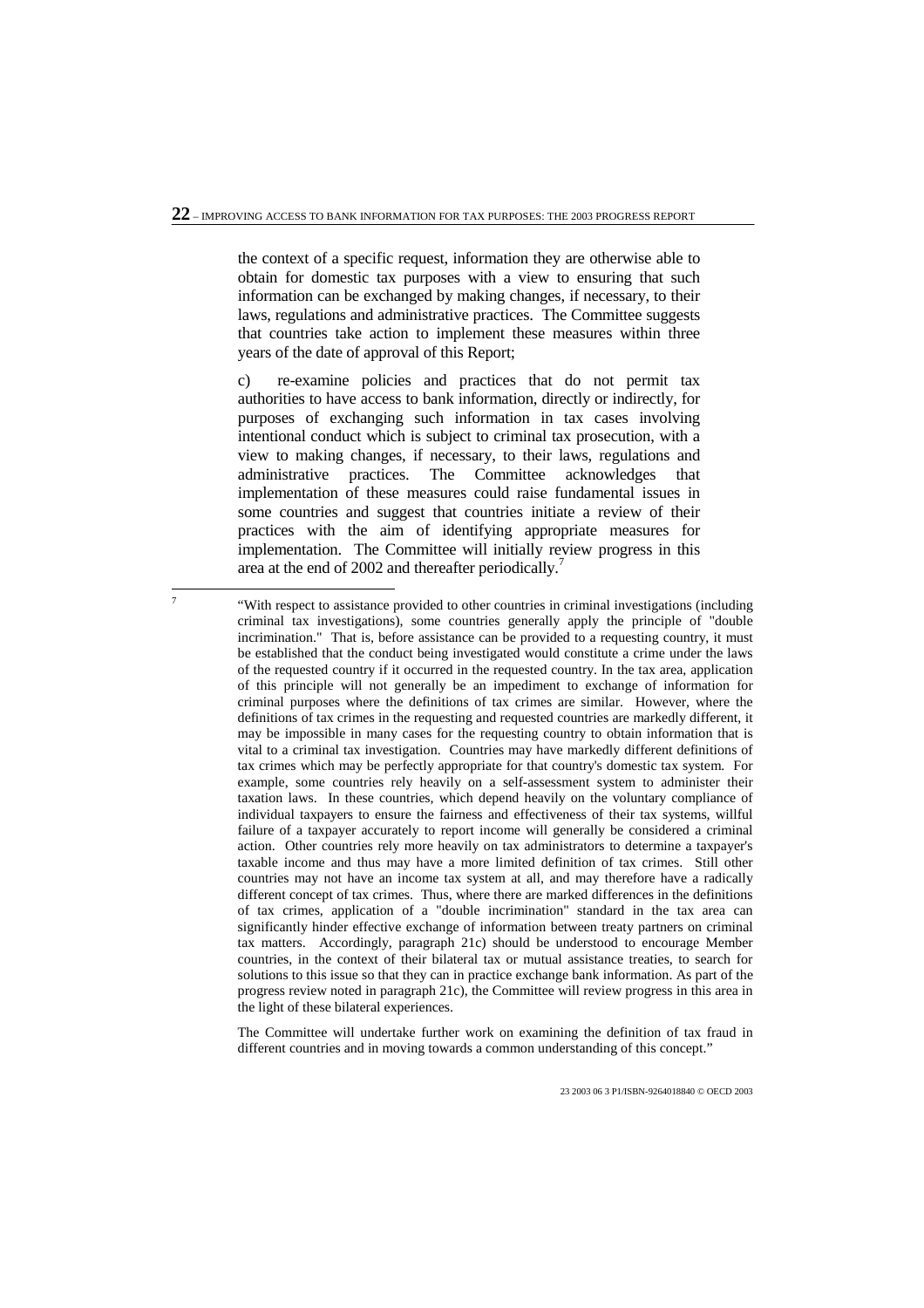the context of a specific request, information they are otherwise able to obtain for domestic tax purposes with a view to ensuring that such information can be exchanged by making changes, if necessary, to their laws, regulations and administrative practices. The Committee suggests that countries take action to implement these measures within three years of the date of approval of this Report;

c) re-examine policies and practices that do not permit tax authorities to have access to bank information, directly or indirectly, for purposes of exchanging such information in tax cases involving intentional conduct which is subject to criminal tax prosecution, with a view to making changes, if necessary, to their laws, regulations and administrative practices. The Committee acknowledges that implementation of these measures could raise fundamental issues in some countries and suggest that countries initiate a review of their practices with the aim of identifying appropriate measures for implementation. The Committee will initially review progress in this area at the end of 2002 and thereafter periodically.[7]

---

[7] "With respect to assistance provided to other countries in criminal investigations (including criminal tax investigations), some countries generally apply the principle of "double incrimination." That is, before assistance can be provided to a requesting country, it must be established that the conduct being investigated would constitute a crime under the laws of the requested country if it occurred in the requested country. In the tax area, application of this principle will not generally be an impediment to exchange of information for criminal purposes where the definitions of tax crimes are similar. However, where the definitions of tax crimes in the requesting and requested countries are markedly different, it may be impossible in many cases for the requesting country to obtain information that is vital to a criminal tax investigation. Countries may have markedly different definitions of tax crimes which may be perfectly appropriate for that country's domestic tax system. For example, some countries rely heavily on a self-assessment system to administer their taxation laws. In these countries, which depend heavily on the voluntary compliance of individual taxpayers to ensure the fairness and effectiveness of their tax systems, willful failure of a taxpayer accurately to report income will generally be considered a criminal action. Other countries rely more heavily on tax administrators to determine a taxpayer's taxable income and thus may have a more limited definition of tax crimes. Still other countries may not have an income tax system at all, and may therefore have a radically different concept of tax crimes. Thus, where there are marked differences in the definitions of tax crimes, application of a "double incrimination" standard in the tax area can significantly hinder effective exchange of information between treaty partners on criminal tax matters. Accordingly, paragraph 21c) should be understood to encourage Member countries, in the context of their bilateral tax or mutual assistance treaties, to search for solutions to this issue so that they can in practice exchange bank information. As part of the progress review noted in paragraph 21c), the Committee will review progress in this area in the light of these bilateral experiences.

The Committee will undertake further work on examining the definition of tax fraud in different countries and in moving towards a common understanding of this concept."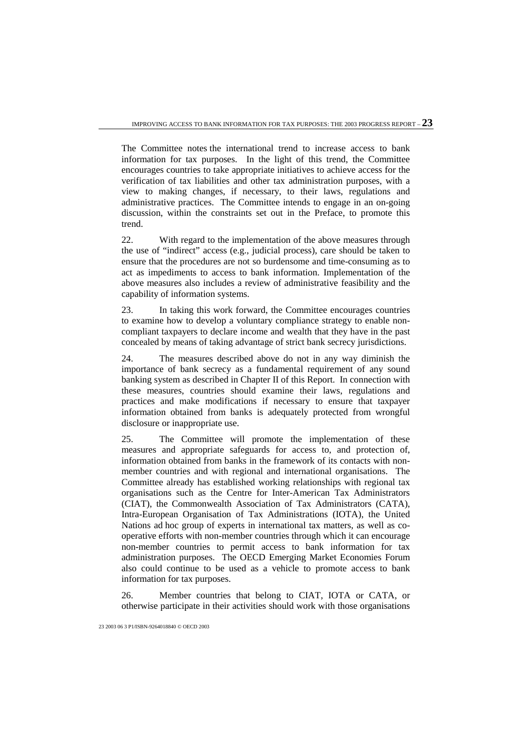The Committee notes the international trend to increase access to bank information for tax purposes. In the light of this trend, the Committee encourages countries to take appropriate initiatives to achieve access for the verification of tax liabilities and other tax administration purposes, with a view to making changes, if necessary, to their laws, regulations and administrative practices. The Committee intends to engage in an on-going discussion, within the constraints set out in the Preface, to promote this trend.

22. With regard to the implementation of the above measures through the use of "indirect" access (e.g., judicial process), care should be taken to ensure that the procedures are not so burdensome and time-consuming as to act as impediments to access to bank information. Implementation of the above measures also includes a review of administrative feasibility and the capability of information systems.

23. In taking this work forward, the Committee encourages countries to examine how to develop a voluntary compliance strategy to enable non-compliant taxpayers to declare income and wealth that they have in the past concealed by means of taking advantage of strict bank secrecy jurisdictions.

24. The measures described above do not in any way diminish the importance of bank secrecy as a fundamental requirement of any sound banking system as described in Chapter II of this Report. In connection with these measures, countries should examine their laws, regulations and practices and make modifications if necessary to ensure that taxpayer information obtained from banks is adequately protected from wrongful disclosure or inappropriate use.

25. The Committee will promote the implementation of these measures and appropriate safeguards for access to, and protection of, information obtained from banks in the framework of its contacts with non-member countries and with regional and international organisations. The Committee already has established working relationships with regional tax organisations such as the Centre for Inter-American Tax Administrators (CIAT), the Commonwealth Association of Tax Administrators (CATA), Intra-European Organisation of Tax Administrations (IOTA), the United Nations ad hoc group of experts in international tax matters, as well as co-operative efforts with non-member countries through which it can encourage non-member countries to permit access to bank information for tax administration purposes. The OECD Emerging Market Economies Forum also could continue to be used as a vehicle to promote access to bank information for tax purposes.

26. Member countries that belong to CIAT, IOTA or CATA, or otherwise participate in their activities should work with those organisations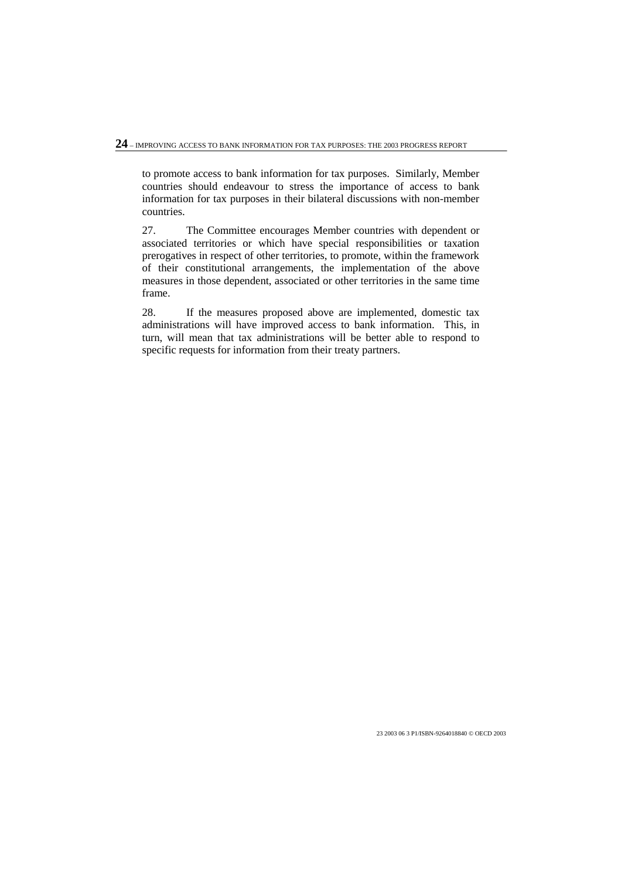to promote access to bank information for tax purposes. Similarly, Member countries should endeavour to stress the importance of access to bank information for tax purposes in their bilateral discussions with non-member countries.

27. The Committee encourages Member countries with dependent or associated territories or which have special responsibilities or taxation prerogatives in respect of other territories, to promote, within the framework of their constitutional arrangements, the implementation of the above measures in those dependent, associated or other territories in the same time frame.

28. If the measures proposed above are implemented, domestic tax administrations will have improved access to bank information. This, in turn, will mean that tax administrations will be better able to respond to specific requests for information from their treaty partners.